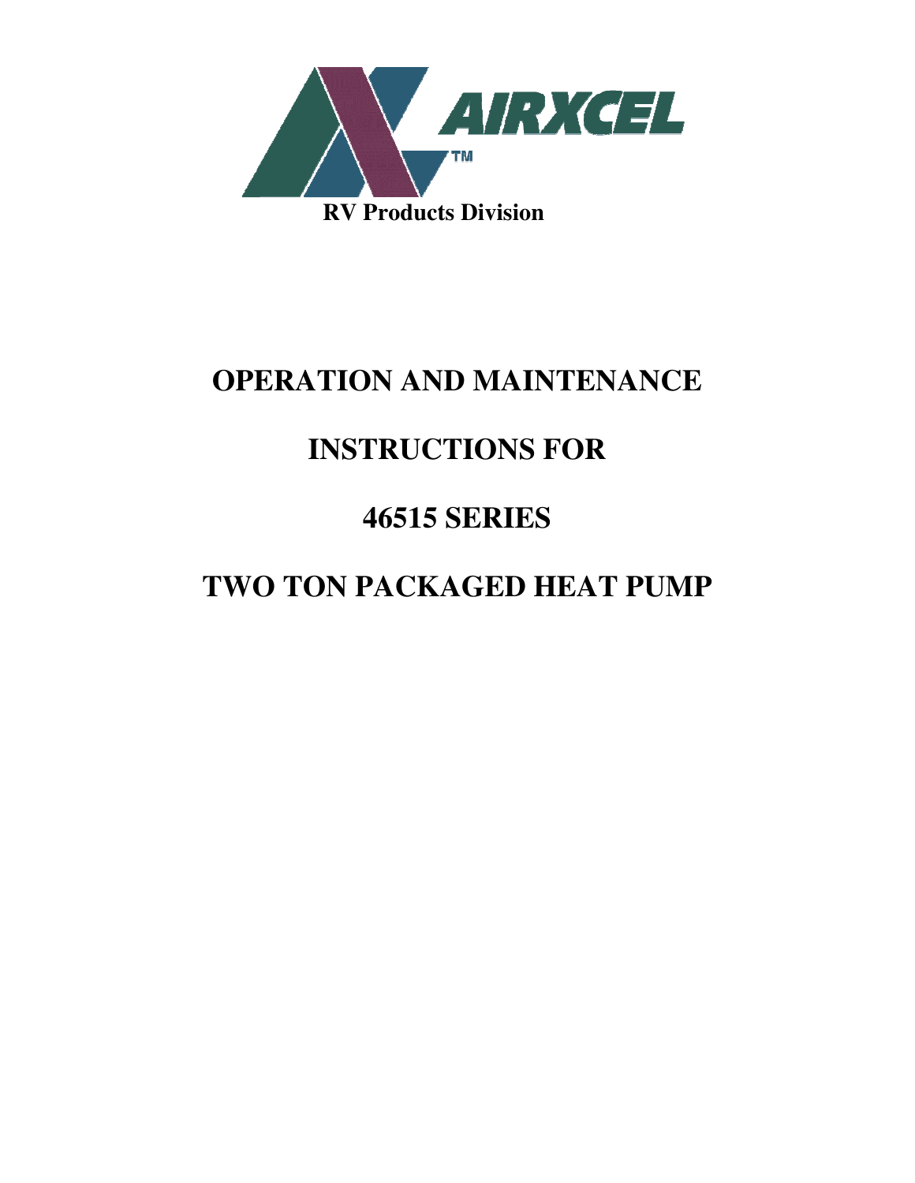AIRXCEL™

**RV Products Division**

# OPERATION AND MAINTENANCE

# INSTRUCTIONS FOR

# 46515 SERIES

# TWO TON PACKAGED HEAT PUMP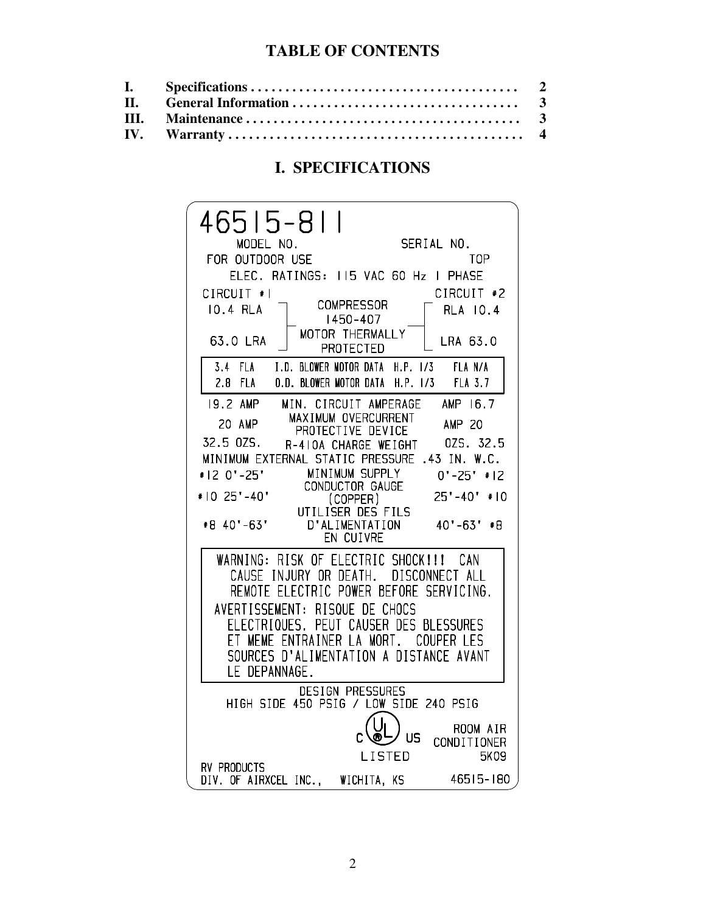# TABLE OF CONTENTS

| | | |
|---|---|---|
| **I.** | **Specifications** | **2** |
| **II.** | **General Information** | **3** |
| **III.** | **Maintenance** | **3** |
| **IV.** | **Warranty** | **4** |

# I. SPECIFICATIONS

46515-811

MODEL NO. SERIAL NO.

FOR OUTDOOR USE TOP

ELEC. RATINGS: 115 VAC 60 Hz 1 PHASE

| CIRCUIT #1 | | CIRCUIT #2 |
|---|---|---|
| 10.4 RLA | COMPRESSOR 1450-407 | RLA 10.4 |
| 63.0 LRA | MOTOR THERMALLY PROTECTED | LRA 63.0 |
| 3.4 FLA | I.D. BLOWER MOTOR DATA H.P. 1/3 | FLA N/A |
| 2.8 FLA | O.D. BLOWER MOTOR DATA H.P. 1/3 | FLA 3.7 |
| 19.2 AMP | MIN. CIRCUIT AMPERAGE | AMP 16.7 |
| 20 AMP | MAXIMUM OVERCURRENT PROTECTIVE DEVICE | AMP 20 |
| 32.5 OZS. | R-410A CHARGE WEIGHT | OZS. 32.5 |

MINIMUM EXTERNAL STATIC PRESSURE .43 IN. W.C.

| | | |
|---|---|---|
| #12 0'-25' | MINIMUM SUPPLY CONDUCTOR GAUGE (COPPER) | 0'-25' #12 |
| #10 25'-40' | | 25'-40' #10 |
| #8 40'-63' | UTILISER DES FILS D'ALIMENTATION EN CUIVRE | 40'-63' #8 |

WARNING: RISK OF ELECTRIC SHOCK!!! CAN CAUSE INJURY OR DEATH. DISCONNECT ALL REMOTE ELECTRIC POWER BEFORE SERVICING.

AVERTISSEMENT: RISQUE DE CHOCS ELECTRIQUES. PEUT CAUSER DES BLESSURES ET MEME ENTRAINER LA MORT. COUPER LES SOURCES D'ALIMENTATION A DISTANCE AVANT LE DEPANNAGE.

DESIGN PRESSURES
HIGH SIDE 450 PSIG / LOW SIDE 240 PSIG

C UL US LISTED

ROOM AIR CONDITIONER 5K09

RV PRODUCTS
DIV. OF AIRXCEL INC., WICHITA, KS

46515-180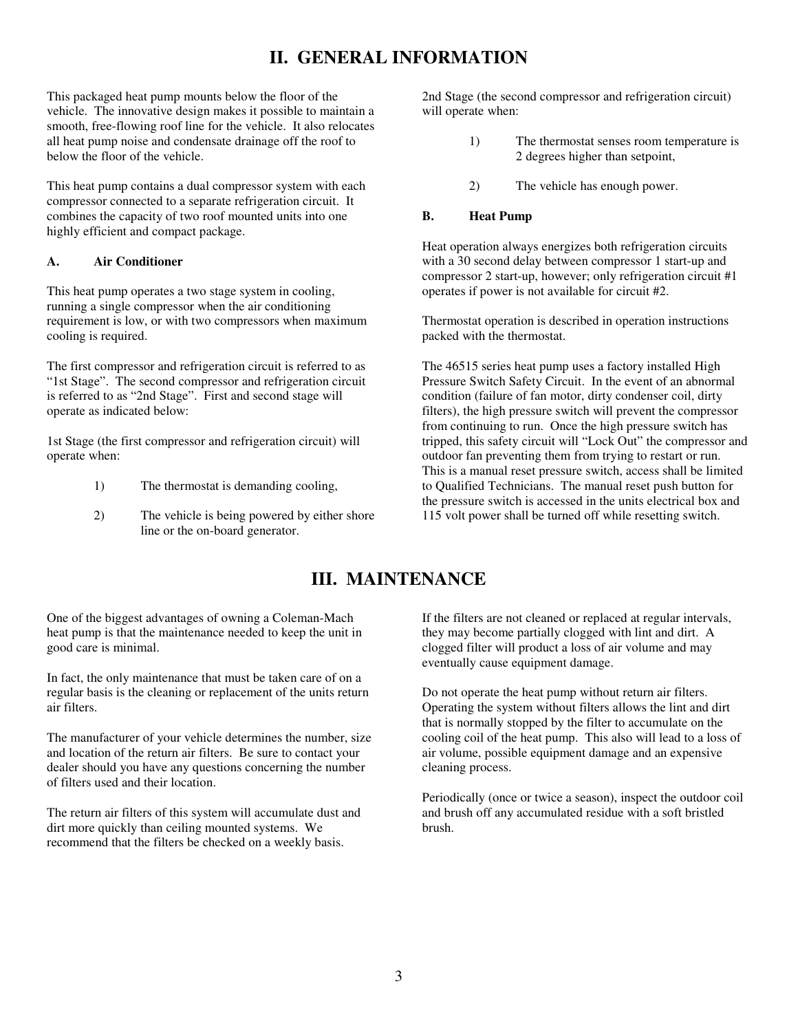# II. GENERAL INFORMATION

This packaged heat pump mounts below the floor of the vehicle. The innovative design makes it possible to maintain a smooth, free-flowing roof line for the vehicle. It also relocates all heat pump noise and condensate drainage off the roof to below the floor of the vehicle.

This heat pump contains a dual compressor system with each compressor connected to a separate refrigeration circuit. It combines the capacity of two roof mounted units into one highly efficient and compact package.

### A. Air Conditioner

This heat pump operates a two stage system in cooling, running a single compressor when the air conditioning requirement is low, or with two compressors when maximum cooling is required.

The first compressor and refrigeration circuit is referred to as "1st Stage". The second compressor and refrigeration circuit is referred to as "2nd Stage". First and second stage will operate as indicated below:

1st Stage (the first compressor and refrigeration circuit) will operate when:

1) The thermostat is demanding cooling,
2) The vehicle is being powered by either shore line or the on-board generator.

2nd Stage (the second compressor and refrigeration circuit) will operate when:

1) The thermostat senses room temperature is 2 degrees higher than setpoint,
2) The vehicle has enough power.

### B. Heat Pump

Heat operation always energizes both refrigeration circuits with a 30 second delay between compressor 1 start-up and compressor 2 start-up, however; only refrigeration circuit #1 operates if power is not available for circuit #2.

Thermostat operation is described in operation instructions packed with the thermostat.

The 46515 series heat pump uses a factory installed High Pressure Switch Safety Circuit. In the event of an abnormal condition (failure of fan motor, dirty condenser coil, dirty filters), the high pressure switch will prevent the compressor from continuing to run. Once the high pressure switch has tripped, this safety circuit will "Lock Out" the compressor and outdoor fan preventing them from trying to restart or run. This is a manual reset pressure switch, access shall be limited to Qualified Technicians. The manual reset push button for the pressure switch is accessed in the units electrical box and 115 volt power shall be turned off while resetting switch.

# III. MAINTENANCE

One of the biggest advantages of owning a Coleman-Mach heat pump is that the maintenance needed to keep the unit in good care is minimal.

In fact, the only maintenance that must be taken care of on a regular basis is the cleaning or replacement of the units return air filters.

The manufacturer of your vehicle determines the number, size and location of the return air filters. Be sure to contact your dealer should you have any questions concerning the number of filters used and their location.

The return air filters of this system will accumulate dust and dirt more quickly than ceiling mounted systems. We recommend that the filters be checked on a weekly basis.

If the filters are not cleaned or replaced at regular intervals, they may become partially clogged with lint and dirt. A clogged filter will product a loss of air volume and may eventually cause equipment damage.

Do not operate the heat pump without return air filters. Operating the system without filters allows the lint and dirt that is normally stopped by the filter to accumulate on the cooling coil of the heat pump. This also will lead to a loss of air volume, possible equipment damage and an expensive cleaning process.

Periodically (once or twice a season), inspect the outdoor coil and brush off any accumulated residue with a soft bristled brush.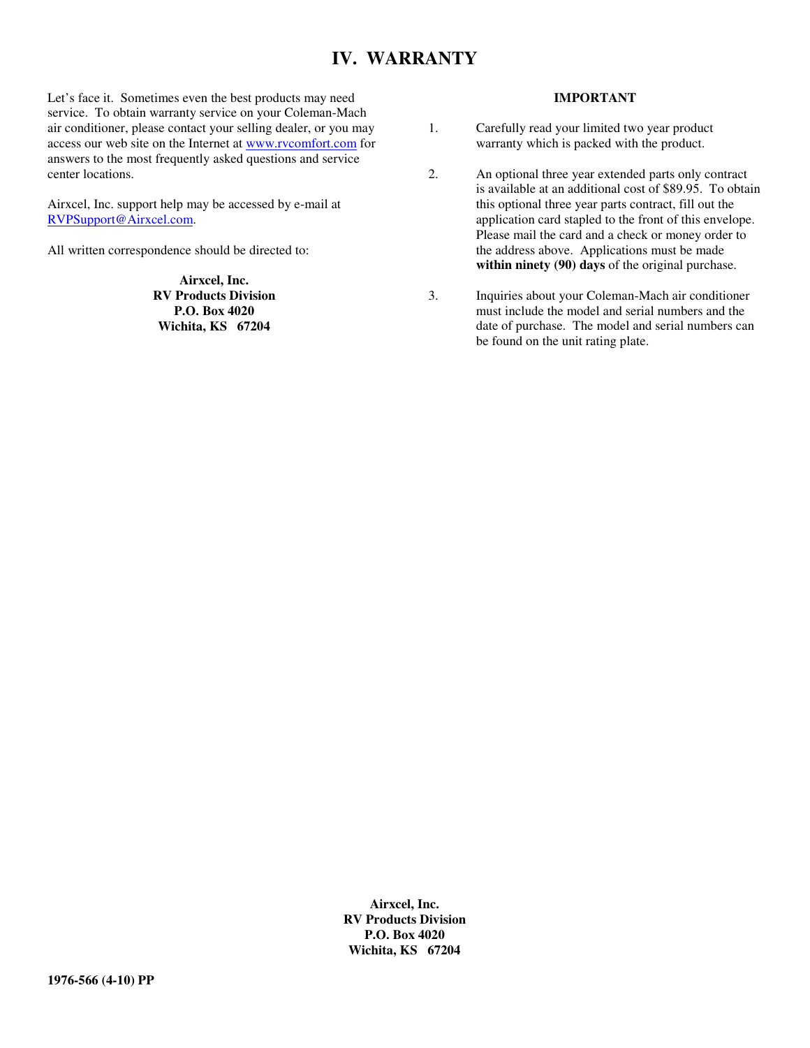# IV. WARRANTY

Let's face it. Sometimes even the best products may need service. To obtain warranty service on your Coleman-Mach air conditioner, please contact your selling dealer, or you may access our web site on the Internet at www.rvcomfort.com for answers to the most frequently asked questions and service center locations.

Airxcel, Inc. support help may be accessed by e-mail at RVPSupport@Airxcel.com.

All written correspondence should be directed to:

**Airxcel, Inc.**
**RV Products Division**
**P.O. Box 4020**
**Wichita, KS 67204**

**IMPORTANT**

1. Carefully read your limited two year product warranty which is packed with the product.

2. An optional three year extended parts only contract is available at an additional cost of $89.95. To obtain this optional three year parts contract, fill out the application card stapled to the front of this envelope. Please mail the card and a check or money order to the address above. Applications must be made **within ninety (90) days** of the original purchase.

3. Inquiries about your Coleman-Mach air conditioner must include the model and serial numbers and the date of purchase. The model and serial numbers can be found on the unit rating plate.

**Airxcel, Inc.**
**RV Products Division**
**P.O. Box 4020**
**Wichita, KS 67204**

**1976-566 (4-10) PP**